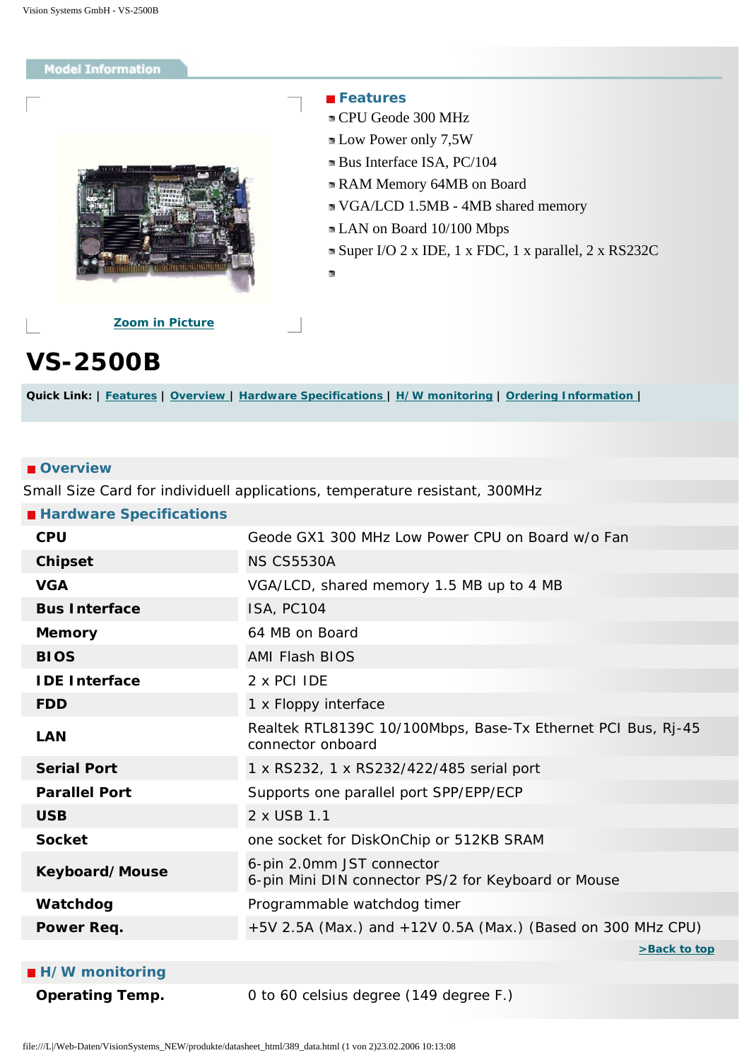## Model Information

### Features

- CPU Geode 300 MHz
- Low Power only 7,5W
- Bus Interface ISA, PC/104
- RAM Memory 64MB on Board
- VGA/LCD 1.5MB - 4MB shared memory
- LAN on Board 10/100 Mbps
- Super I/O 2 x IDE, 1 x FDC, 1 x parallel, 2 x RS232C

Zoom in Picture

# VS-2500B

**Quick Link:** | Features | Overview | Hardware Specifications | H/W monitoring | Ordering Information |

### Overview

Small Size Card for individuell applications, temperature resistant, 300MHz

### Hardware Specifications

| | |
|---|---|
| **CPU** | Geode GX1 300 MHz Low Power CPU on Board w/o Fan |
| **Chipset** | NS CS5530A |
| **VGA** | VGA/LCD, shared memory 1.5 MB up to 4 MB |
| **Bus Interface** | ISA, PC104 |
| **Memory** | 64 MB on Board |
| **BIOS** | AMI Flash BIOS |
| **IDE Interface** | 2 x PCI IDE |
| **FDD** | 1 x Floppy interface |
| **LAN** | Realtek RTL8139C 10/100Mbps, Base-Tx Ethernet PCI Bus, Rj-45 connector onboard |
| **Serial Port** | 1 x RS232, 1 x RS232/422/485 serial port |
| **Parallel Port** | Supports one parallel port SPP/EPP/ECP |
| **USB** | 2 x USB 1.1 |
| **Socket** | one socket for DiskOnChip or 512KB SRAM |
| **Keyboard/Mouse** | 6-pin 2.0mm JST connector<br>6-pin Mini DIN connector PS/2 for Keyboard or Mouse |
| **Watchdog** | Programmable watchdog timer |
| **Power Req.** | +5V 2.5A (Max.) and +12V 0.5A (Max.) (Based on 300 MHz CPU) |

>Back to top

### H/W monitoring

| | |
|---|---|
| **Operating Temp.** | 0 to 60 celsius degree (149 degree F.) |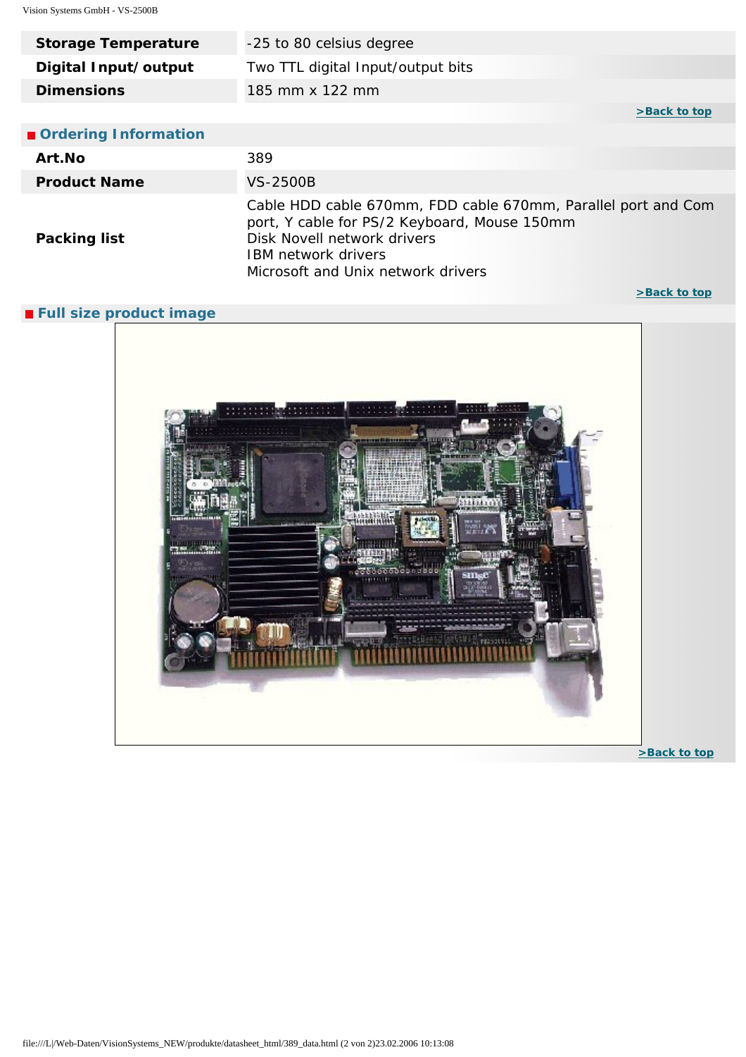| | |
|---|---|
| **Storage Temperature** | -25 to 80 celsius degree |
| **Digital Input/output** | Two TTL digital Input/output bits |
| **Dimensions** | 185 mm x 122 mm |

>Back to top

## Ordering Information

| | |
|---|---|
| **Art.No** | 389 |
| **Product Name** | VS-2500B |
| **Packing list** | Cable HDD cable 670mm, FDD cable 670mm, Parallel port and Com port, Y cable for PS/2 Keyboard, Mouse 150mm<br>Disk Novell network drivers<br>IBM network drivers<br>Microsoft and Unix network drivers |

>Back to top

## Full size product image

>Back to top